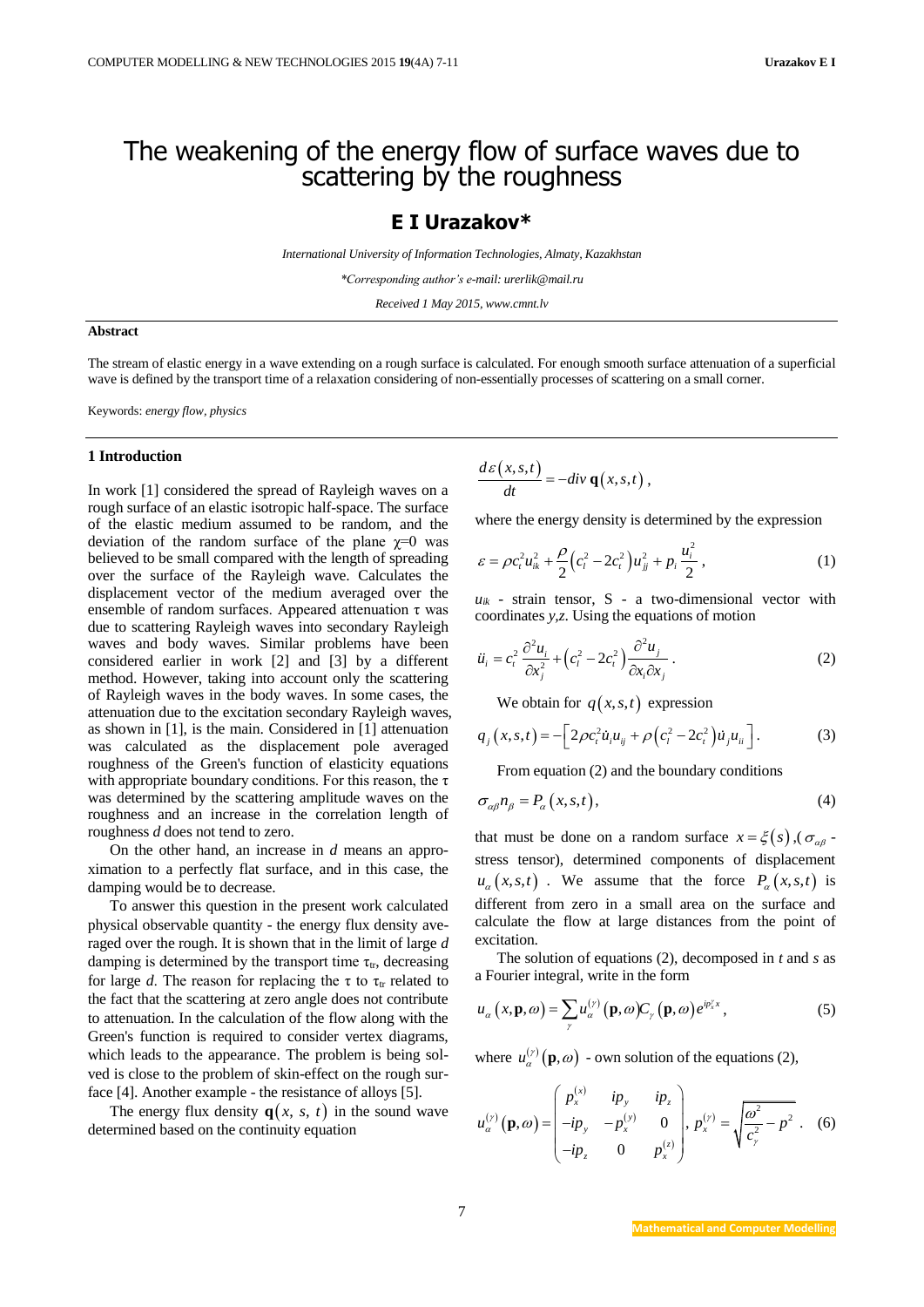# The weakening of the energy flow of surface waves due to scattering by the roughness

## E I Urazakov*

*International University of Information Technologies, Almaty, Kazakhstan*

*\*Corresponding author's e-mail: urerlik@mail.ru*

*Received 1 May 2015, www.cmnt.lv*

**Abstract**

The stream of elastic energy in a wave extending on a rough surface is calculated. For enough smooth surface attenuation of a superficial wave is defined by the transport time of a relaxation considering of non-essentially processes of scattering on a small corner.

Keywords: *energy flow, physics*

## 1 Introduction

In work [1] considered the spread of Rayleigh waves on a rough surface of an elastic isotropic half-space. The surface of the elastic medium assumed to be random, and the deviation of the random surface of the plane $\chi$=0 was believed to be small compared with the length of spreading over the surface of the Rayleigh wave. Calculates the displacement vector of the medium averaged over the ensemble of random surfaces. Appeared attenuation $\tau$ was due to scattering Rayleigh waves into secondary Rayleigh waves and body waves. Similar problems have been considered earlier in work [2] and [3] by a different method. However, taking into account only the scattering of Rayleigh waves in the body waves. In some cases, the attenuation due to the excitation secondary Rayleigh waves, as shown in [1], is the main. Considered in [1] attenuation was calculated as the displacement pole averaged roughness of the Green's function of elasticity equations with appropriate boundary conditions. For this reason, the $\tau$ was determined by the scattering amplitude waves on the roughness and an increase in the correlation length of roughness *d* does not tend to zero.

On the other hand, an increase in *d* means an approximation to a perfectly flat surface, and in this case, the damping would be to decrease.

To answer this question in the present work calculated physical observable quantity - the energy flux density averaged over the rough. It is shown that in the limit of large *d* damping is determined by the transport time $\tau_{tr}$, decreasing for large *d*. The reason for replacing the $\tau$ to $\tau_{tr}$ related to the fact that the scattering at zero angle does not contribute to attenuation. In the calculation of the flow along with the Green's function is required to consider vertex diagrams, which leads to the appearance. The problem is being solved is close to the problem of skin-effect on the rough surface [4]. Another example - the resistance of alloys [5].

The energy flux density $\mathbf{q}(x, s, t)$ in the sound wave determined based on the continuity equation

$$\frac{d\varepsilon(x,s,t)}{dt} = -div\,\mathbf{q}(x,s,t),$$

where the energy density is determined by the expression

$$\varepsilon = \rho c_t^2 u_{ik}^2 + \frac{\rho}{2}\left(c_l^2 - 2c_t^2\right)u_{jj}^2 + p_i\frac{u_i^2}{2}, \tag{1}$$

$u_{ik}$ - strain tensor, S - a two-dimensional vector with coordinates *y,z*. Using the equations of motion

$$\ddot{u}_i = c_t^2\frac{\partial^2 u_i}{\partial x_j^2} + \left(c_l^2 - 2c_t^2\right)\frac{\partial^2 u_j}{\partial x_i \partial x_j}. \tag{2}$$

We obtain for $q(x,s,t)$ expression

$$q_j(x,s,t) = -\left[2\rho c_t^2\dot{u}_i u_{ij} + \rho\left(c_l^2 - 2c_t^2\right)\dot{u}_j u_{ll}\right]. \tag{3}$$

From equation (2) and the boundary conditions

$$\sigma_{\alpha\beta}n_\beta = P_\alpha(x,s,t), \tag{4}$$

that must be done on a random surface $x = \xi(s)$ ,($\sigma_{\alpha\beta}$ - stress tensor), determined components of displacement $u_\alpha(x,s,t)$. We assume that the force $P_\alpha(x,s,t)$ is different from zero in a small area on the surface and calculate the flow at large distances from the point of excitation.

The solution of equations (2), decomposed in *t* and *s* as a Fourier integral, write in the form

$$u_\alpha(x,\mathbf{p},\omega) = \sum_\gamma u_\alpha^{(\gamma)}(\mathbf{p},\omega)C_\gamma(\mathbf{p},\omega)e^{ip_x^\gamma x}, \tag{5}$$

where $u_\alpha^{(\gamma)}(\mathbf{p},\omega)$ - own solution of the equations (2),

$$u_\alpha^{(\gamma)}(\mathbf{p},\omega) = \begin{pmatrix} p_x^{(x)} & ip_y & ip_z \\ -ip_y & -p_x^{(y)} & 0 \\ -ip_z & 0 & p_x^{(z)} \end{pmatrix},\; p_x^{(\gamma)} = \sqrt{\frac{\omega^2}{c_\gamma^2} - p^2}. \tag{6}$$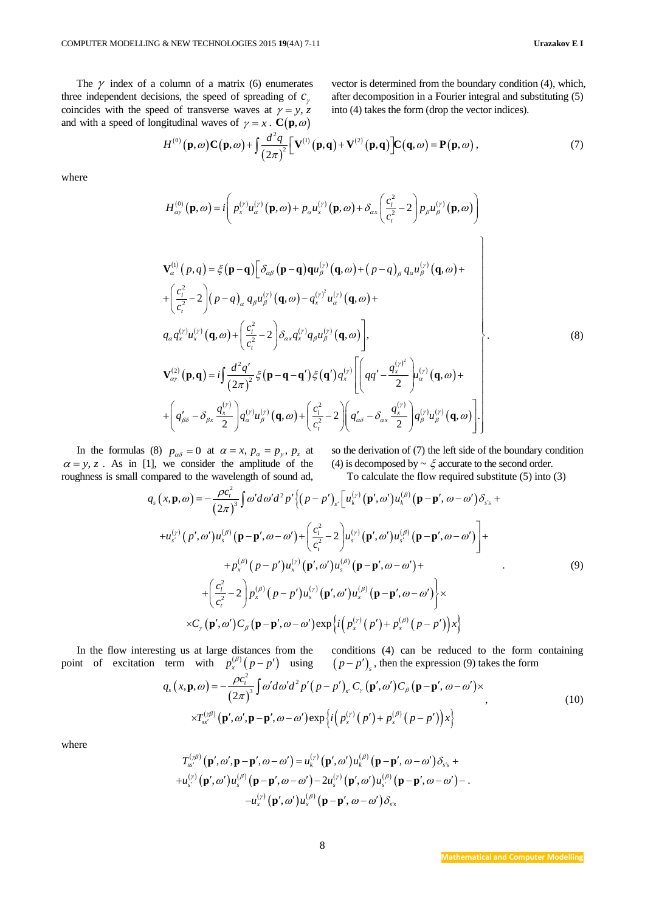The $\gamma$ index of a column of a matrix (6) enumerates three independent decisions, the speed of spreading of $c_\gamma$ coincides with the speed of transverse waves at $\gamma = y, z$ and with a speed of longitudinal waves of $\gamma = x$. $\mathbf{C}(\mathbf{p},\omega)$ vector is determined from the boundary condition (4), which, after decomposition in a Fourier integral and substituting (5) into (4) takes the form (drop the vector indices).

$$H^{(0)}(\mathbf{p},\omega)\mathbf{C}(\mathbf{p},\omega) + \int \frac{d^2q}{(2\pi)^2}\left[\mathbf{V}^{(1)}(\mathbf{p},\mathbf{q}) + \mathbf{V}^{(2)}(\mathbf{p},\mathbf{q})\right]\mathbf{C}(\mathbf{q},\omega) = \mathbf{P}(\mathbf{p},\omega), \tag{7}$$

where

$$H^{(0)}_{\alpha\gamma}(\mathbf{p},\omega) = i\left(p_x^{(\gamma)}u_\alpha^{(\gamma)}(\mathbf{p},\omega) + p_\alpha u_x^{(\gamma)}(\mathbf{p},\omega) + \delta_{\alpha x}\left(\frac{c_l^2}{c_t^2}-2\right)p_\beta u_\beta^{(\gamma)}(\mathbf{p},\omega)\right)$$

$$\left.\begin{aligned}
&\mathbf{V}^{(1)}_\alpha(p,q) = \xi(\mathbf{p}-\mathbf{q})\Big[\delta_{\alpha\beta}(\mathbf{p}-\mathbf{q})\mathbf{q}u_\beta^{(\gamma)}(\mathbf{q},\omega) + (p-q)_\beta q_\alpha u_\beta^{(\gamma)}(\mathbf{q},\omega) + \\
&+\left(\frac{c_l^2}{c_t^2}-2\right)(p-q)_\alpha q_\beta u_\beta^{(\gamma)}(\mathbf{q},\omega) - q_x^{(\gamma)^2}u_\alpha^{(\gamma)}(\mathbf{q},\omega) + \\
&q_\alpha q_x^{(\gamma)}u_x^{(\gamma)}(\mathbf{q},\omega) + \left(\frac{c_l^2}{c_t^2}-2\right)\delta_{\alpha x}q_x^{(\gamma)}q_\beta u_\beta^{(\gamma)}(\mathbf{q},\omega)\Big], \\
&\mathbf{V}^{(2)}_{\alpha\gamma}(\mathbf{p},\mathbf{q}) = i\int\frac{d^2q'}{(2\pi)^2}\xi(\mathbf{p}-\mathbf{q}-\mathbf{q}')\xi(\mathbf{q}')q_x^{(\gamma)}\left[\left(qq' - \frac{q_x^{(\gamma)^2}}{2}\right)u_\alpha^{(\gamma)}(\mathbf{q},\omega) + \right. \\
&\left. +\left(q'_{\beta\delta} - \delta_{\beta x}\frac{q_x^{(\gamma)}}{2}\right)q_\alpha^{(\gamma)}u_\beta^{(\gamma)}(\mathbf{q},\omega) + \left(\frac{c_l^2}{c_t^2}-2\right)\left(q'_{\alpha\delta} - \delta_{\alpha x}\frac{q_x^{(\gamma)}}{2}\right)q_\beta^{(\gamma)}u_\beta^{(\gamma)}(\mathbf{q},\omega)\right].
\end{aligned}\right\} \tag{8}$$

In the formulas (8) $p_{\alpha\delta} = 0$ at $\alpha = x$, $p_\alpha = p_y, p_z$ at $\alpha = y, z$. As in [1], we consider the amplitude of the roughness is small compared to the wavelength of sound ad, so the derivation of (7) the left side of the boundary condition (4) is decomposed by $\sim \xi$ accurate to the second order.

To calculate the flow required substitute (5) into (3)

$$\begin{aligned}
q_s(x,\mathbf{p},\omega) = -\frac{\rho c_t^2}{(2\pi)^3}\int \omega' d\omega' d^2p' \Big\{&(p-p')_{s'}\Big[u_k^{(\gamma)}(\mathbf{p}',\omega')u_k^{(\beta)}(\mathbf{p}-\mathbf{p}',\omega-\omega')\delta_{s's} + \\
&+u_{s'}^{(\gamma)}(p',\omega')u_s^{(\beta)}(\mathbf{p}-\mathbf{p}',\omega-\omega') + \left(\frac{c_l^2}{c_t^2}-2\right)u_s^{(\gamma)}(\mathbf{p}',\omega')u_{s'}^{(\beta)}(\mathbf{p}-\mathbf{p}',\omega-\omega')\Big] + \\
&+p_x^{(\beta)}(p-p')u_x^{(\gamma)}(\mathbf{p}',\omega')u_s^{(\beta)}(\mathbf{p}-\mathbf{p}',\omega-\omega') + \\
&+\left(\frac{c_l^2}{c_t^2}-2\right)p_x^{(\beta)}(p-p')u_s^{(\gamma)}(\mathbf{p}',\omega')u_x^{(\beta)}(\mathbf{p}-\mathbf{p}',\omega-\omega')\Big\}\times \\
&\times C_\gamma(\mathbf{p}',\omega')C_\beta(\mathbf{p}-\mathbf{p}',\omega-\omega')\exp\left\{i\left(p_x^{(\gamma)}(p') + p_x^{(\beta)}(p-p')\right)x\right\}
\end{aligned} \tag{9}$$

In the flow interesting us at large distances from the point of excitation term with $p_x^{(\beta)}(p-p')$ using conditions (4) can be reduced to the form containing $(p-p')_s$, then the expression (9) takes the form

$$\begin{aligned}
q_s(x,\mathbf{p},\omega) = -\frac{\rho c_t^2}{(2\pi)^3}\int \omega' d\omega' d^2p'(p-p')_{s'}C_\gamma(\mathbf{p}',\omega')C_\beta(\mathbf{p}-\mathbf{p}',\omega-\omega')\times \\
\times T_{ss'}^{(\gamma\beta)}(\mathbf{p}',\omega',\mathbf{p}-\mathbf{p}',\omega-\omega')\exp\left\{i\left(p_x^{(\gamma)}(p') + p_x^{(\beta)}(p-p')\right)x\right\}
\end{aligned}, \tag{10}$$

where

$$\begin{aligned}
T_{ss'}^{(\gamma\beta)}(\mathbf{p}',\omega',\mathbf{p}-\mathbf{p}',\omega-\omega') = u_k^{(\gamma)}(\mathbf{p}',\omega')u_k^{(\beta)}(\mathbf{p}-\mathbf{p}',\omega-\omega')\delta_{s's} + \\
+u_{s'}^{(\gamma)}(\mathbf{p}',\omega')u_s^{(\beta)}(\mathbf{p}-\mathbf{p}',\omega-\omega') - 2u_s^{(\gamma)}(\mathbf{p}',\omega')u_{s'}^{(\beta)}(\mathbf{p}-\mathbf{p}',\omega-\omega') - \\
-u_x^{(\gamma)}(\mathbf{p}',\omega')u_x^{(\beta)}(\mathbf{p}-\mathbf{p}',\omega-\omega')\delta_{s's}
\end{aligned}.$$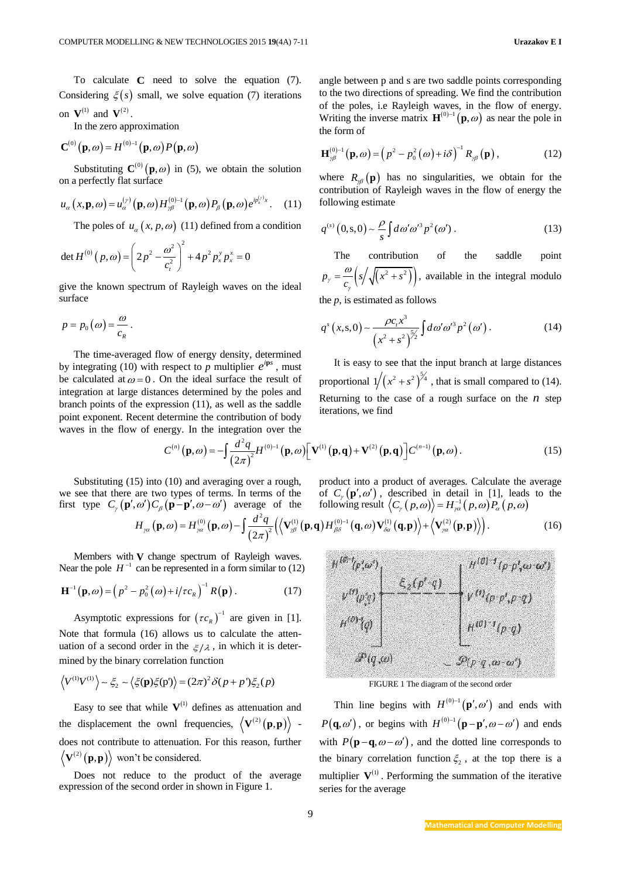To calculate $\mathbf{C}$ need to solve the equation (7). Considering $\xi(s)$ small, we solve equation (7) iterations on $\mathbf{V}^{(1)}$ and $\mathbf{V}^{(2)}$.

In the zero approximation

$$\mathbf{C}^{(0)}(\mathbf{p},\omega) = H^{(0)-1}(\mathbf{p},\omega)P(\mathbf{p},\omega)$$

Substituting $\mathbf{C}^{(0)}(\mathbf{p},\omega)$ in (5), we obtain the solution on a perfectly flat surface

$$u_\alpha(x,\mathbf{p},\omega) = u_\alpha^{(\gamma)}(\mathbf{p},\omega)H_{\gamma\beta}^{(0)-1}(\mathbf{p},\omega)P_\beta(\mathbf{p},\omega)e^{ip_x^{(\gamma)}x}. \quad (11)$$

The poles of $u_\alpha(x,p,\omega)$ (11) defined from a condition

$$\det H^{(0)}(p,\omega) = \left(2p^2 - \frac{\omega^2}{c_t^2}\right)^2 + 4p^2 p_x^y p_x^x = 0$$

give the known spectrum of Rayleigh waves on the ideal surface

$$p = p_0(\omega) = \frac{\omega}{c_R}.$$

The time-averaged flow of energy density, determined by integrating (10) with respect to $p$ multiplier $e^{i\mathbf{ps}}$, must be calculated at $\omega = 0$. On the ideal surface the result of integration at large distances determined by the poles and branch points of the expression (11), as well as the saddle point exponent. Recent determine the contribution of body waves in the flow of energy. In the integration over the angle between p and s are two saddle points corresponding to the two directions of spreading. We find the contribution of the poles, i.e Rayleigh waves, in the flow of energy. Writing the inverse matrix $\mathbf{H}^{(0)-1}(\mathbf{p},\omega)$ as near the pole in the form of

$$\mathbf{H}_{\gamma\beta}^{(0)-1}(\mathbf{p},\omega) = \left(p^2 - p_0^2(\omega) + i\delta\right)^{-1} R_{\gamma\beta}(\mathbf{p}), \quad (12)$$

where $R_{\gamma\beta}(\mathbf{p})$ has no singularities, we obtain for the contribution of Rayleigh waves in the flow of energy the following estimate

$$q^{(s)}(0,\mathrm{s},0) \sim \frac{\rho}{s}\int d\omega'\omega'^3 p^2(\omega'). \quad (13)$$

The contribution of the saddle point $p_\gamma = \frac{\omega}{c_\gamma}\left(s\big/\sqrt{(x^2+s^2)}\right)$, available in the integral modulo the $p$, is estimated as follows

$$q^s(x,\mathrm{s},0) \sim \frac{\rho c_t x^3}{\left(x^2+s^2\right)^{5/2}}\int d\omega'\omega'^3 p^2(\omega'). \quad (14)$$

It is easy to see that the input branch at large distances proportional $1\big/\left(x^2+s^2\right)^{5/4}$, that is small compared to (14). Returning to the case of a rough surface on the $n$ step iterations, we find

$$C^{(n)}(\mathbf{p},\omega) = -\int\frac{d^2q}{(2\pi)^2}H^{(0)-1}(\mathbf{p},\omega)\left[\mathbf{V}^{(1)}(\mathbf{p},\mathbf{q}) + \mathbf{V}^{(2)}(\mathbf{p},\mathbf{q})\right]C^{(n-1)}(\mathbf{p},\omega). \quad (15)$$

Substituting (15) into (10) and averaging over a rough, we see that there are two types of terms. In terms of the first type $C_\gamma(\mathbf{p}',\omega')C_\beta(\mathbf{p}-\mathbf{p}',\omega-\omega')$ average of the product into a product of averages. Calculate the average of $C_\gamma(\mathbf{p}',\omega')$, described in detail in [1], leads to the following result $\left\langle C_\gamma(p,\omega)\right\rangle = H_{\gamma\alpha}^{-1}(p,\omega)P_\alpha(p,\omega)$

$$H_{\gamma\alpha}(\mathbf{p},\omega) = H_{\gamma\alpha}^{(0)}(\mathbf{p},\omega) - \int\frac{d^2q}{(2\pi)^2}\left(\left\langle\mathbf{V}_{\gamma\beta}^{(1)}(\mathbf{p},\mathbf{q})H_{\beta\delta}^{(0)-1}(\mathbf{q},\omega)\mathbf{V}_{\delta\alpha}^{(1)}(\mathbf{q},\mathbf{p})\right\rangle + \left\langle\mathbf{V}_{\gamma\alpha}^{(2)}(\mathbf{p},\mathbf{p})\right\rangle\right). \quad (16)$$

Members with $\mathbf{V}$ change spectrum of Rayleigh waves. Near the pole $H^{-1}$ can be represented in a form similar to (12)

$$\mathbf{H}^{-1}(\mathbf{p},\omega) = \left(p^2 - p_0^2(\omega) + i/\tau c_R\right)^{-1}R(\mathbf{p}). \quad (17)$$

Asymptotic expressions for $(\tau c_R)^{-1}$ are given in [1]. Note that formula (16) allows us to calculate the attenuation of a second order in the $\xi/\lambda$, in which it is determined by the binary correlation function

$$\left\langle V^{(1)}V^{(1)}\right\rangle \sim \xi_2 \sim \left\langle\xi(\mathbf{p})\xi(\mathrm{p}')\right\rangle = (2\pi)^2\delta(p+p')\xi_2(p)$$

Easy to see that while $\mathbf{V}^{(1)}$ defines as attenuation and the displacement the ownl frequencies, $\left\langle\mathbf{V}^{(2)}(\mathbf{p},\mathbf{p})\right\rangle$ - does not contribute to attenuation. For this reason, further $\left\langle\mathbf{V}^{(2)}(\mathbf{p},\mathbf{p})\right\rangle$ won't be considered.

Does not reduce to the product of the average expression of the second order in shown in Figure 1.

FIGURE 1 The diagram of the second order

Thin line begins with $H^{(0)-1}(\mathbf{p}',\omega')$ and ends with $P(\mathbf{q},\omega')$, or begins with $H^{(0)-1}(\mathbf{p}-\mathbf{p}',\omega-\omega')$ and ends with $P(\mathbf{p}-\mathbf{q},\omega-\omega')$, and the dotted line corresponds to the binary correlation function $\xi_2$, at the top there is a multiplier $\mathbf{V}^{(1)}$. Performing the summation of the iterative series for the average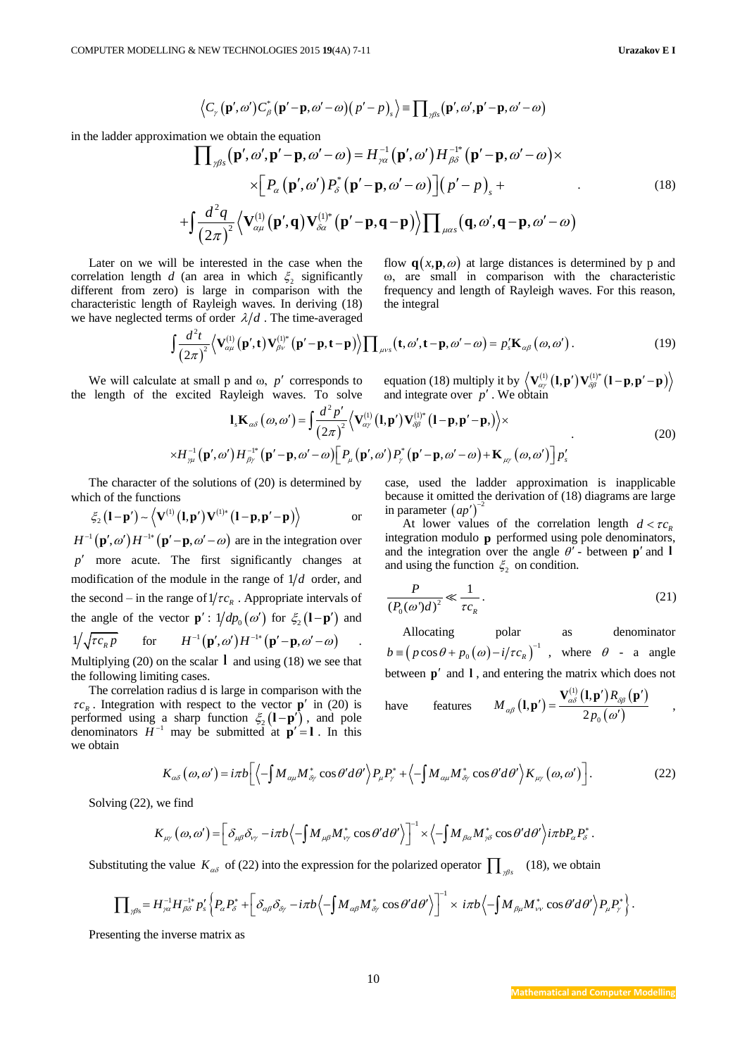$$\left\langle C_\gamma\left(\mathbf{p}',\omega'\right)C_\beta^*\left(\mathbf{p}'-\mathbf{p},\omega'-\omega\right)\left(p'-p\right)_s\right\rangle \equiv \prod\nolimits_{\gamma\beta s}\left(\mathbf{p}',\omega',\mathbf{p}'-\mathbf{p},\omega'-\omega\right)$$

in the ladder approximation we obtain the equation

$$\begin{aligned}\prod\nolimits_{\gamma\beta s}\left(\mathbf{p}',\omega',\mathbf{p}'-\mathbf{p},\omega'-\omega\right) &= H_{\gamma\alpha}^{-1}\left(\mathbf{p}',\omega'\right)H_{\beta\delta}^{-1*}\left(\mathbf{p}'-\mathbf{p},\omega'-\omega\right)\times \\ &\times\left[P_\alpha\left(\mathbf{p}',\omega'\right)P_\delta^*\left(\mathbf{p}'-\mathbf{p},\omega'-\omega\right)\right]\left(p'-p\right)_s + \\ +\int\frac{d^2q}{\left(2\pi\right)^2}&\left\langle \mathbf{V}_{\alpha\mu}^{(1)}\left(\mathbf{p}',\mathbf{q}\right)\mathbf{V}_{\delta\alpha}^{(1)*}\left(\mathbf{p}'-\mathbf{p},\mathbf{q}-\mathbf{p}\right)\right\rangle\prod\nolimits_{\mu\alpha s}\left(\mathbf{q},\omega',\mathbf{q}-\mathbf{p},\omega'-\omega\right)\end{aligned} \quad (18)$$

Later on we will be interested in the case when the correlation length $d$ (an area in which $\xi_2$ significantly different from zero) is large in comparison with the characteristic length of Rayleigh waves. In deriving (18) we have neglected terms of order $\lambda/d$ . The time-averaged flow $\mathbf{q}(x,\mathbf{p},\omega)$ at large distances is determined by p and ω, are small in comparison with the characteristic frequency and length of Rayleigh waves. For this reason, the integral

$$\int\frac{d^2t}{\left(2\pi\right)^2}\left\langle \mathbf{V}_{\alpha\mu}^{(1)}\left(\mathbf{p}',\mathbf{t}\right)\mathbf{V}_{\beta\nu}^{(1)*}\left(\mathbf{p}'-\mathbf{p},\mathbf{t}-\mathbf{p}\right)\right\rangle\prod\nolimits_{\mu\nu s}\left(\mathbf{t},\omega',\mathbf{t}-\mathbf{p},\omega'-\omega\right) = p_s'\mathbf{K}_{\alpha\beta}\left(\omega,\omega'\right). \quad (19)$$

We will calculate at small p and ω, $p'$ corresponds to the length of the excited Rayleigh waves. To solve equation (18) multiply it by $\left\langle \mathbf{V}_{\alpha\gamma}^{(1)}\left(\mathbf{l},\mathbf{p}'\right)\mathbf{V}_{\delta\beta}^{(1)*}\left(\mathbf{l}-\mathbf{p},\mathbf{p}'-\mathbf{p}\right)\right\rangle$ and integrate over $p'$. We obtain

$$\begin{aligned}\mathbf{l}_s\mathbf{K}_{\alpha\delta}\left(\omega,\omega'\right) &= \int\frac{d^2p'}{\left(2\pi\right)^2}\left\langle \mathbf{V}_{\alpha\gamma}^{(1)}\left(\mathbf{l},\mathbf{p}'\right)\mathbf{V}_{\delta\beta}^{(1)*}\left(\mathbf{l}-\mathbf{p},\mathbf{p}'-\mathbf{p},\right)\right\rangle\times \\ &\times H_{\gamma\mu}^{-1}\left(\mathbf{p}',\omega'\right)H_{\beta\gamma}^{-1*}\left(\mathbf{p}'-\mathbf{p},\omega'-\omega\right)\left[P_\mu\left(\mathbf{p}',\omega'\right)P_\gamma^*\left(\mathbf{p}'-\mathbf{p},\omega'-\omega\right)+\mathbf{K}_{\mu\gamma}\left(\omega,\omega'\right)\right]p_s'\end{aligned} \quad (20)$$

The character of the solutions of (20) is determined by which of the functions

$\xi_2\left(\mathbf{l}-\mathbf{p}'\right)\sim\left\langle \mathbf{V}^{(1)}\left(\mathbf{l},\mathbf{p}'\right)\mathbf{V}^{(1)*}\left(\mathbf{l}-\mathbf{p},\mathbf{p}'-\mathbf{p}\right)\right\rangle$ or $H^{-1}\left(\mathbf{p}',\omega'\right)H^{-1*}\left(\mathbf{p}'-\mathbf{p},\omega'-\omega\right)$ are in the integration over $p'$ more acute. The first significantly changes at modification of the module in the range of $1/d$ order, and the second – in the range of $1/\tau c_R$ . Appropriate intervals of the angle of the vector $\mathbf{p}'$: $1/dp_0\left(\omega'\right)$ for $\xi_2\left(\mathbf{l}-\mathbf{p}'\right)$ and $1/\sqrt{\tau c_R p}$ for $H^{-1}\left(\mathbf{p}',\omega'\right)H^{-1*}\left(\mathbf{p}'-\mathbf{p},\omega'-\omega\right)$. Multiplying (20) on the scalar $\mathbf{l}$ and using (18) we see that the following limiting cases.

The correlation radius d is large in comparison with the $\tau c_R$. Integration with respect to the vector $\mathbf{p}'$ in (20) is performed using a sharp function $\xi_2\left(\mathbf{l}-\mathbf{p}'\right)$, and pole denominators $H^{-1}$ may be submitted at $\mathbf{p}'=\mathbf{l}$. In this case, used the ladder approximation is inapplicable because it omitted the derivation of (18) diagrams are large in parameter $\left(ap'\right)^{-2}$

At lower values of the correlation length $d<\tau c_R$ integration modulo $\mathbf{p}$ performed using pole denominators, and the integration over the angle $\theta'$ - between $\mathbf{p}'$ and $\mathbf{l}$ and using the function $\xi_2$ on condition.

$$\frac{P}{\left(P_0(\omega')d\right)^2}\ll\frac{1}{\tau c_R}. \quad (21)$$

Allocating polar as denominator $b\equiv\left(p\cos\theta+p_0\left(\omega\right)-i/\tau c_R\right)^{-1}$, where $\theta$ - a angle between $\mathbf{p}'$ and $\mathbf{l}$, and entering the matrix which does not have features $M_{\alpha\beta}\left(\mathbf{l},\mathbf{p}'\right)=\dfrac{\mathbf{V}_{\alpha\delta}^{(1)}\left(\mathbf{l},\mathbf{p}'\right)R_{\delta\beta}\left(\mathbf{p}'\right)}{2p_0\left(\omega'\right)}$,

$$K_{\alpha\delta}\left(\omega,\omega'\right)=i\pi b\left[\left\langle-\int M_{\alpha\mu}M_{\delta\gamma}^*\cos\theta'd\theta'\right\rangle P_\mu P_\gamma^*+\left\langle-\int M_{\alpha\mu}M_{\delta\gamma}^*\cos\theta'd\theta'\right\rangle K_{\mu\gamma}\left(\omega,\omega'\right)\right]. \quad (22)$$

Solving (22), we find

$$K_{\mu\gamma}\left(\omega,\omega'\right)=\left[\delta_{\mu\beta}\delta_{\nu\gamma}-i\pi b\left\langle-\int M_{\mu\beta}M_{\nu\gamma}^*\cos\theta'd\theta'\right\rangle\right]^{-1}\times\left\langle-\int M_{\beta\alpha}M_{\gamma\delta}^*\cos\theta'd\theta'\right\rangle i\pi bP_\alpha P_\delta^*.$$

Substituting the value $K_{\alpha\delta}$ of (22) into the expression for the polarized operator $\prod_{\gamma\beta s}$ (18), we obtain

$$\prod\nolimits_{\gamma\beta s}=H_{\gamma\alpha}^{-1}H_{\beta\delta}^{-1*}p_s'\left\{P_\alpha P_\delta^*+\left[\delta_{\alpha\beta}\delta_{\delta\gamma}-i\pi b\left\langle-\int M_{\alpha\beta}M_{\delta\gamma}^*\cos\theta'd\theta'\right\rangle\right]^{-1}\times\ i\pi b\left\langle-\int M_{\beta\mu}M_{\nu\nu}^*\cos\theta'd\theta'\right\rangle P_\mu P_\gamma^*\right\}.$$

Presenting the inverse matrix as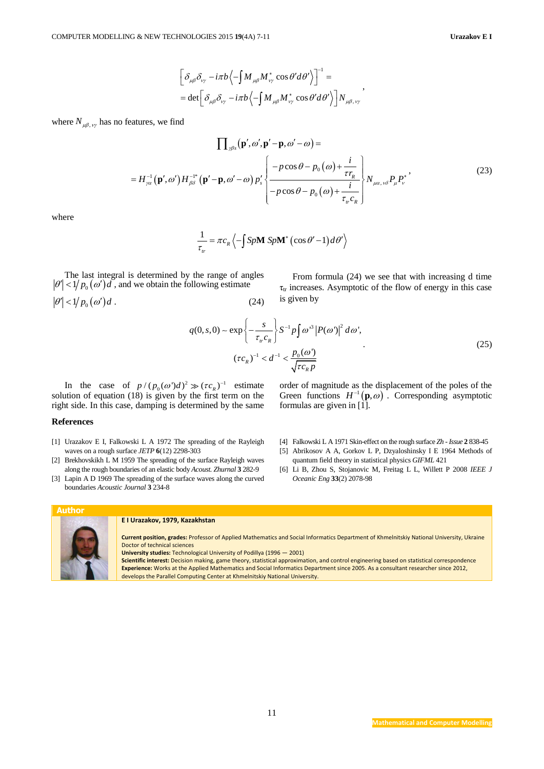$$\left[\delta_{\mu\beta}\delta_{\nu\gamma} - i\pi b\left\langle -\!\!\!\!\!\int M_{\mu\beta}M^{*}_{\nu\gamma}\cos\theta' d\theta'\right\rangle\right]^{-1} = \\ = \det\left[\delta_{\mu\beta}\delta_{\nu\gamma} - i\pi b\left\langle -\!\!\!\!\!\int M_{\mu\beta}M^{*}_{\nu\gamma}\cos\theta' d\theta'\right\rangle\right]N_{\mu\beta,\nu\gamma},$$

where $N_{\mu\beta,\nu\gamma}$ has no features, we find

$$\prod\nolimits_{\gamma\beta s}(\mathbf{p}',\omega',\mathbf{p}'-\mathbf{p},\omega'-\omega) = \\ = H^{-1}_{\gamma\alpha}(\mathbf{p}',\omega')H^{-1*}_{\beta\delta}(\mathbf{p}'-\mathbf{p},\omega'-\omega)\,p'_s\left\{\frac{-p\cos\theta - p_0(\omega) + \dfrac{i}{\tau r_R}}{-p\cos\theta - p_0(\omega) + \dfrac{i}{\tau_{tr}c_R}}\right\}N_{\mu\alpha,\nu\delta}P_\mu P^{*}_\nu, \tag{23}$$

where

$$\frac{1}{\tau_{tr}} = \pi c_R\left\langle -\!\!\!\!\!\int Sp\mathbf{M}\; Sp\mathbf{M}^{*}(\cos\theta'-1)d\theta'\right\rangle$$

The last integral is determined by the range of angles $|\theta'| < 1/p_0(\omega')d$, and we obtain the following estimate

$$|\theta'| < 1/p_0(\omega')d\,. \tag{24}$$

From formula (24) we see that with increasing d time $\tau_{tr}$ increases. Asymptotic of the flow of energy in this case is given by

$$q(0,s,0) \sim \exp\left\{-\frac{s}{\tau_{tr}c_R}\right\}S^{-1}p\int \omega'^{3}|P(\omega')|^2\,d\omega', \\ (\tau c_R)^{-1} < d^{-1} < \frac{p_0(\omega')}{\sqrt{\tau c_R p}}. \tag{25}$$

In the case of $p/(p_0(\omega')d)^2 \gg (\tau c_R)^{-1}$ estimate solution of equation (18) is given by the first term on the right side. In this case, damping is determined by the same order of magnitude as the displacement of the poles of the Green functions $H^{-1}(\mathbf{p},\omega)$. Corresponding asymptotic formulas are given in [1].

## References

[1] Urazakov E I, Falkowski L A 1972 The spreading of the Rayleigh waves on a rough surface *JETP* **6**(12) 2298-303

[2] Brekhovskikh L M 1959 The spreading of the surface Rayleigh waves along the rough boundaries of an elastic body *Acoust. Zhurnal* **3** 282-9

[3] Lapin A D 1969 The spreading of the surface waves along the curved boundaries *Acoustic Journal* **3** 234-8

[4] Falkowski L A 1971 Skin-effect on the rough surface *Zh - Issue* **2** 838-45

[5] Abrikosov A A, Gorkov L P, Dzyaloshinsky I E 1964 Methods of quantum field theory in statistical physics *GIFML* 421

[6] Li B, Zhou S, Stojanovic M, Freitag L L, Willett P 2008 *IEEE J Oceanic Eng* **33**(2) 2078-98

## Author

**E I Urazakov, 1979, Kazakhstan**

**Current position, grades:** Professor of Applied Mathematics and Social Informatics Department of Khmelnitskiy National University, Ukraine
Doctor of technical sciences
**University studies:** Technological University of Podillya (1996 — 2001)
**Scientific interest:** Decision making, game theory, statistical approximation, and control engineering based on statistical correspondence
**Experience:** Works at the Applied Mathematics and Social Informatics Department since 2005. As a consultant researcher since 2012, develops the Parallel Computing Center at Khmelnitskiy National University.